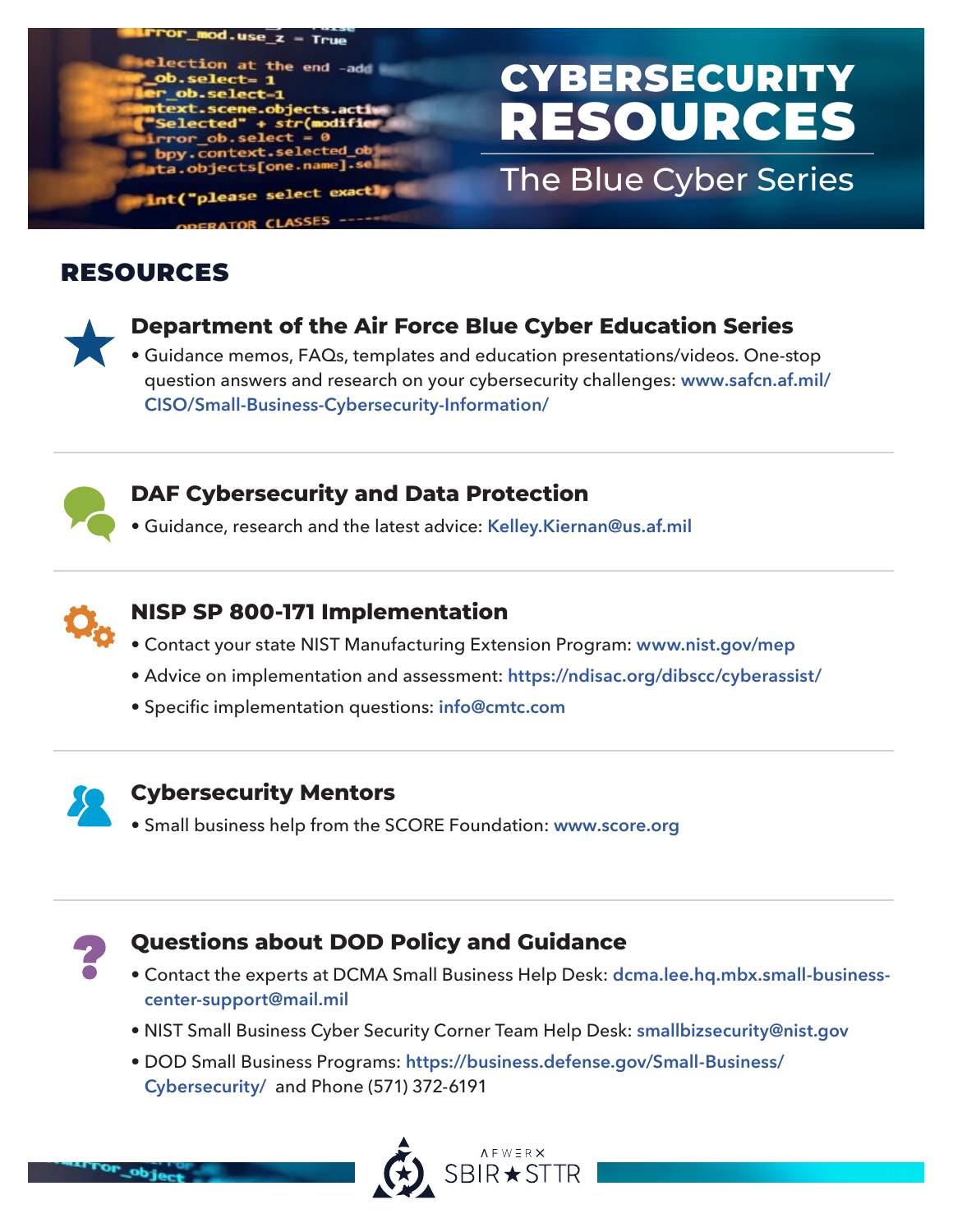# CYBERSECURITY RESOURCES

## The Blue Cyber Series

## RESOURCES

### Department of the Air Force Blue Cyber Education Series

- Guidance memos, FAQs, templates and education presentations/videos. One-stop question answers and research on your cybersecurity challenges: www.safcn.af.mil/CISO/Small-Business-Cybersecurity-Information/

### DAF Cybersecurity and Data Protection

- Guidance, research and the latest advice: Kelley.Kiernan@us.af.mil

### NISP SP 800-171 Implementation

- Contact your state NIST Manufacturing Extension Program: www.nist.gov/mep
- Advice on implementation and assessment: https://ndisac.org/dibscc/cyberassist/
- Specific implementation questions: info@cmtc.com

### Cybersecurity Mentors

- Small business help from the SCORE Foundation: www.score.org

### Questions about DOD Policy and Guidance

- Contact the experts at DCMA Small Business Help Desk: dcma.lee.hq.mbx.small-business-center-support@mail.mil
- NIST Small Business Cyber Security Corner Team Help Desk: smallbizsecurity@nist.gov
- DOD Small Business Programs: https://business.defense.gov/Small-Business/Cybersecurity/ and Phone (571) 372-6191

AFWERX SBIR ★ STTR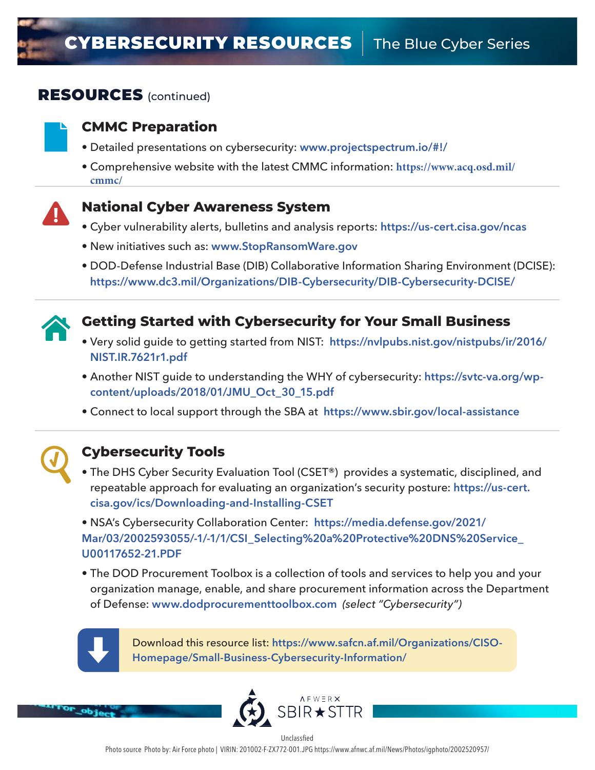# CYBERSECURITY RESOURCES | The Blue Cyber Series

## RESOURCES (continued)

### CMMC Preparation

- Detailed presentations on cybersecurity: www.projectspectrum.io/#!/
- Comprehensive website with the latest CMMC information: https://www.acq.osd.mil/cmmc/

### National Cyber Awareness System

- Cyber vulnerability alerts, bulletins and analysis reports: https://us-cert.cisa.gov/ncas
- New initiatives such as: www.StopRansomWare.gov
- DOD-Defense Industrial Base (DIB) Collaborative Information Sharing Environment (DCISE): https://www.dc3.mil/Organizations/DIB-Cybersecurity/DIB-Cybersecurity-DCISE/

### Getting Started with Cybersecurity for Your Small Business

- Very solid guide to getting started from NIST: https://nvlpubs.nist.gov/nistpubs/ir/2016/NIST.IR.7621r1.pdf
- Another NIST guide to understanding the WHY of cybersecurity: https://svtc-va.org/wp-content/uploads/2018/01/JMU_Oct_30_15.pdf
- Connect to local support through the SBA at https://www.sbir.gov/local-assistance

### Cybersecurity Tools

- The DHS Cyber Security Evaluation Tool (CSET®) provides a systematic, disciplined, and repeatable approach for evaluating an organization's security posture: https://us-cert.cisa.gov/ics/Downloading-and-Installing-CSET
- NSA's Cybersecurity Collaboration Center: https://media.defense.gov/2021/Mar/03/2002593055/-1/-1/1/CSI_Selecting%20a%20Protective%20DNS%20Service_U00117652-21.PDF
- The DOD Procurement Toolbox is a collection of tools and services to help you and your organization manage, enable, and share procurement information across the Department of Defense: www.dodprocurementtoolbox.com *(select "Cybersecurity")*

Download this resource list: https://www.safcn.af.mil/Organizations/CISO-Homepage/Small-Business-Cybersecurity-Information/

AFWERX SBIR★STTR

Unclassfied

Photo source Photo by: Air Force photo | VIRIN: 201002-F-ZX772-001.JPG https://www.afnwc.af.mil/News/Photos/igphoto/2002520957/